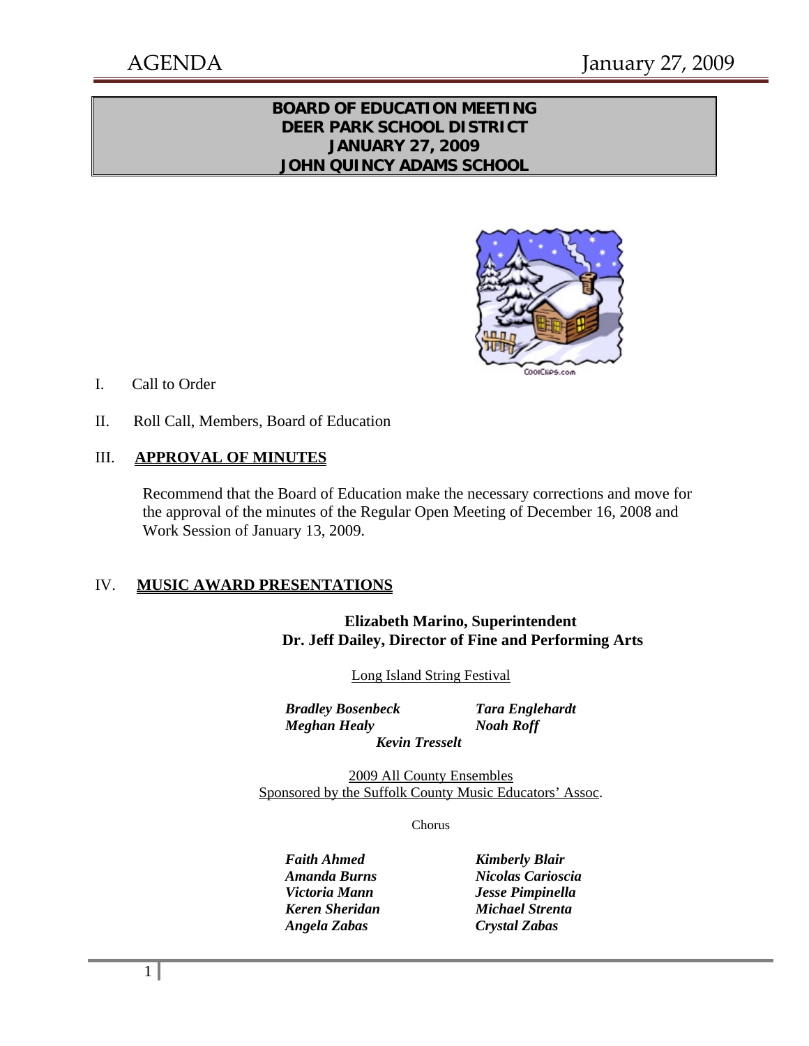# BOARD OF EDUCATION MEETING
# DEER PARK SCHOOL DISTRICT
# JANUARY 27, 2009
# JOHN QUINCY ADAMS SCHOOL

I. Call to Order

II. Roll Call, Members, Board of Education

III. **APPROVAL OF MINUTES**

Recommend that the Board of Education make the necessary corrections and move for the approval of the minutes of the Regular Open Meeting of December 16, 2008 and Work Session of January 13, 2009.

IV. **MUSIC AWARD PRESENTATIONS**

**Elizabeth Marino, Superintendent**
**Dr. Jeff Dailey, Director of Fine and Performing Arts**

Long Island String Festival

***Bradley Bosenbeck*** ***Tara Englehardt***
***Meghan Healy*** ***Noah Roff***
***Kevin Tresselt***

2009 All County Ensembles
Sponsored by the Suffolk County Music Educators' Assoc.

Chorus

***Faith Ahmed*** ***Kimberly Blair***
***Amanda Burns*** ***Nicolas Carioscia***
***Victoria Mann*** ***Jesse Pimpinella***
***Keren Sheridan*** ***Michael Strenta***
***Angela Zabas*** ***Crystal Zabas***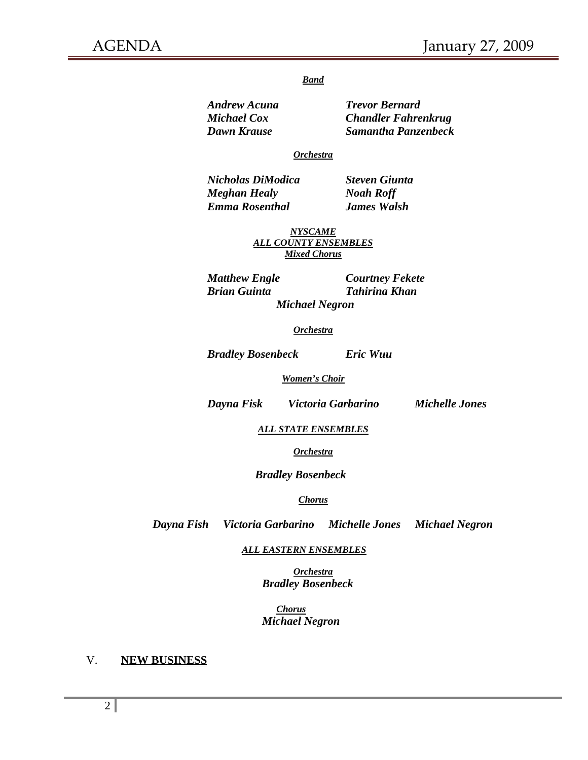***Band***

***Andrew Acuna*** ***Trevor Bernard***
***Michael Cox*** ***Chandler Fahrenkrug***
***Dawn Krause*** ***Samantha Panzenbeck***

***Orchestra***

***Nicholas DiModica*** ***Steven Giunta***
***Meghan Healy*** ***Noah Roff***
***Emma Rosenthal*** ***James Walsh***

***NYSCAME***
***ALL COUNTY ENSEMBLES***
***Mixed Chorus***

***Matthew Engle*** ***Courtney Fekete***
***Brian Guinta*** ***Tahirina Khan***
***Michael Negron***

***Orchestra***

***Bradley Bosenbeck*** ***Eric Wuu***

***Women's Choir***

***Dayna Fisk*** ***Victoria Garbarino*** ***Michelle Jones***

***ALL STATE ENSEMBLES***

***Orchestra***

***Bradley Bosenbeck***

***Chorus***

***Dayna Fish*** ***Victoria Garbarino*** ***Michelle Jones*** ***Michael Negron***

***ALL EASTERN ENSEMBLES***

***Orchestra***
***Bradley Bosenbeck***

***Chorus***
***Michael Negron***

V. **NEW BUSINESS**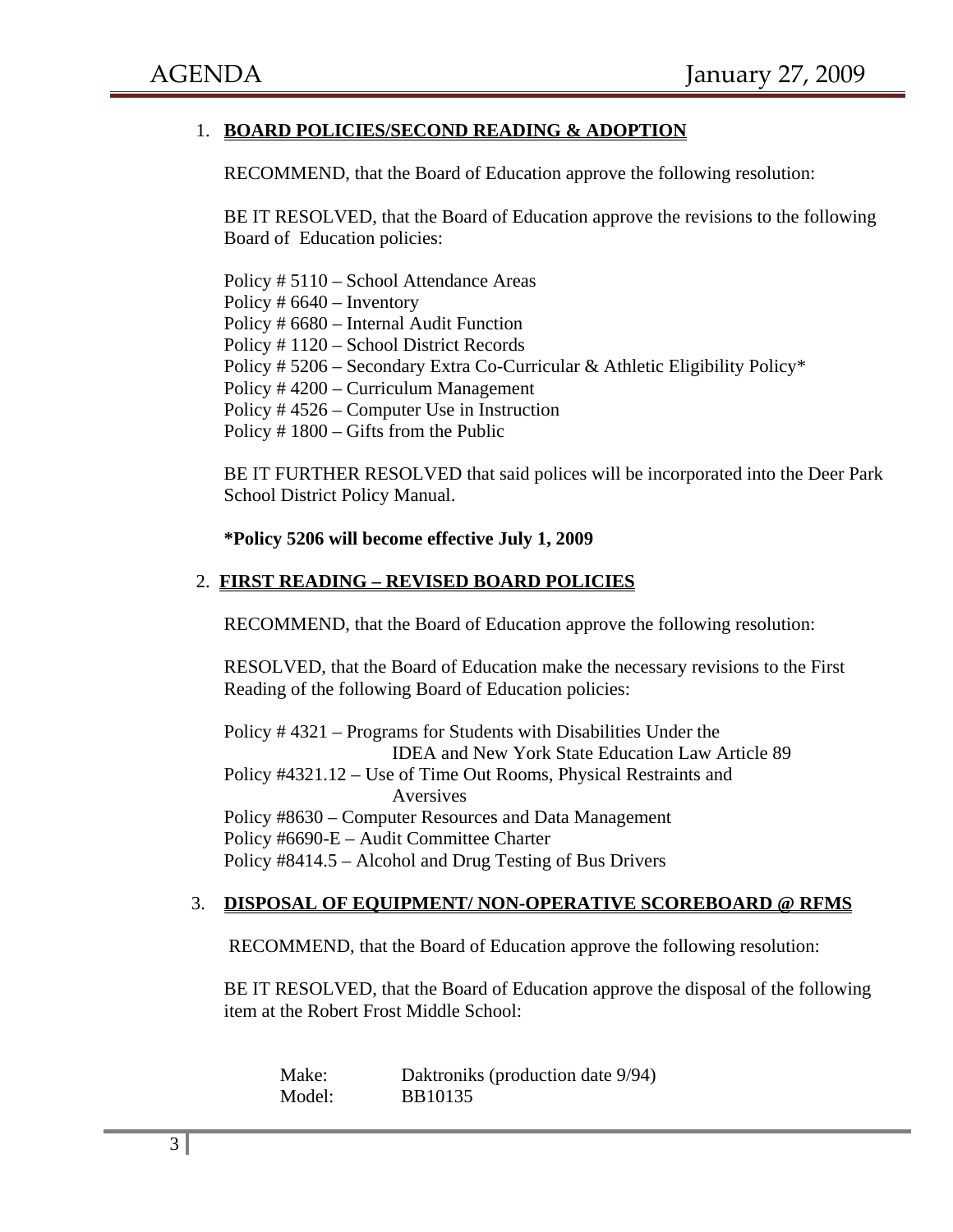1. **BOARD POLICIES/SECOND READING & ADOPTION**

   RECOMMEND, that the Board of Education approve the following resolution:

   BE IT RESOLVED, that the Board of Education approve the revisions to the following Board of Education policies:

   Policy # 5110 – School Attendance Areas
   Policy # 6640 – Inventory
   Policy # 6680 – Internal Audit Function
   Policy # 1120 – School District Records
   Policy # 5206 – Secondary Extra Co-Curricular & Athletic Eligibility Policy*
   Policy # 4200 – Curriculum Management
   Policy # 4526 – Computer Use in Instruction
   Policy # 1800 – Gifts from the Public

   BE IT FURTHER RESOLVED that said polices will be incorporated into the Deer Park School District Policy Manual.

   **\*Policy 5206 will become effective July 1, 2009**

2. **FIRST READING – REVISED BOARD POLICIES**

   RECOMMEND, that the Board of Education approve the following resolution:

   RESOLVED, that the Board of Education make the necessary revisions to the First Reading of the following Board of Education policies:

   Policy # 4321 – Programs for Students with Disabilities Under the IDEA and New York State Education Law Article 89
   Policy #4321.12 – Use of Time Out Rooms, Physical Restraints and Aversives
   Policy #8630 – Computer Resources and Data Management
   Policy #6690-E – Audit Committee Charter
   Policy #8414.5 – Alcohol and Drug Testing of Bus Drivers

3. **DISPOSAL OF EQUIPMENT/ NON-OPERATIVE SCOREBOARD @ RFMS**

   RECOMMEND, that the Board of Education approve the following resolution:

   BE IT RESOLVED, that the Board of Education approve the disposal of the following item at the Robert Frost Middle School:

   Make: Daktroniks (production date 9/94)
   Model: BB10135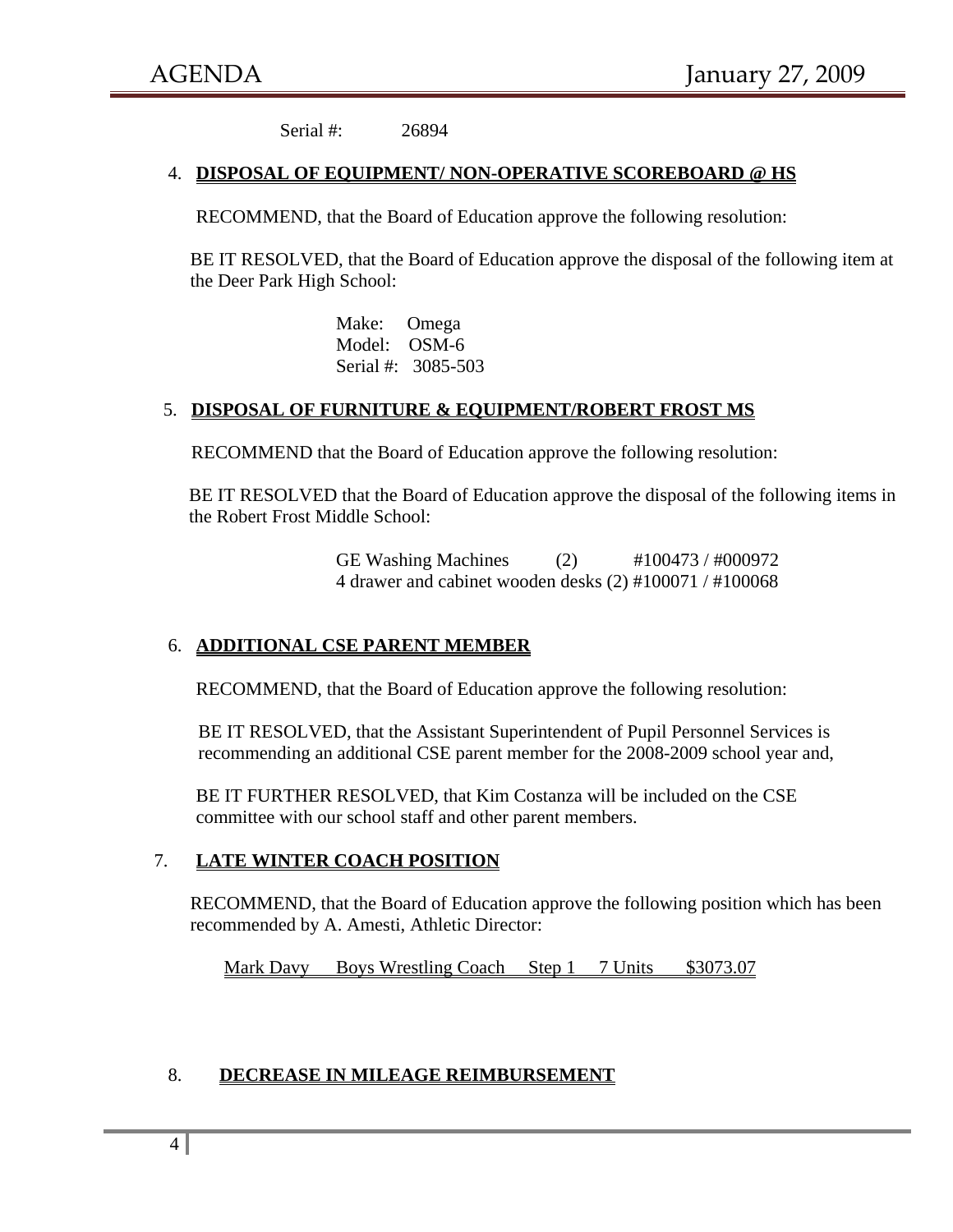Serial #: 26894

4. **DISPOSAL OF EQUIPMENT/ NON-OPERATIVE SCOREBOARD @ HS**

RECOMMEND, that the Board of Education approve the following resolution:

BE IT RESOLVED, that the Board of Education approve the disposal of the following item at the Deer Park High School:

Make: Omega
Model: OSM-6
Serial #: 3085-503

5. **DISPOSAL OF FURNITURE & EQUIPMENT/ROBERT FROST MS**

RECOMMEND that the Board of Education approve the following resolution:

BE IT RESOLVED that the Board of Education approve the disposal of the following items in the Robert Frost Middle School:

GE Washing Machines (2) #100473 / #000972
4 drawer and cabinet wooden desks (2) #100071 / #100068

6. **ADDITIONAL CSE PARENT MEMBER**

RECOMMEND, that the Board of Education approve the following resolution:

BE IT RESOLVED, that the Assistant Superintendent of Pupil Personnel Services is recommending an additional CSE parent member for the 2008-2009 school year and,

BE IT FURTHER RESOLVED, that Kim Costanza will be included on the CSE committee with our school staff and other parent members.

7. **LATE WINTER COACH POSITION**

RECOMMEND, that the Board of Education approve the following position which has been recommended by A. Amesti, Athletic Director:

Mark Davy Boys Wrestling Coach Step 1 7 Units $3073.07

8. **DECREASE IN MILEAGE REIMBURSEMENT**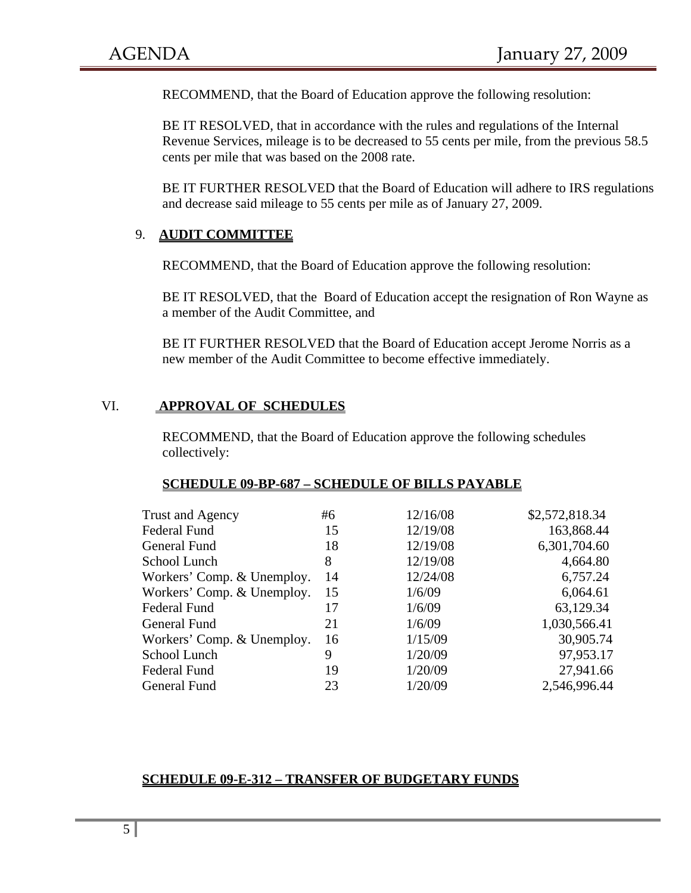RECOMMEND, that the Board of Education approve the following resolution:

BE IT RESOLVED, that in accordance with the rules and regulations of the Internal Revenue Services, mileage is to be decreased to 55 cents per mile, from the previous 58.5 cents per mile that was based on the 2008 rate.

BE IT FURTHER RESOLVED that the Board of Education will adhere to IRS regulations and decrease said mileage to 55 cents per mile as of January 27, 2009.

9. **AUDIT COMMITTEE**

RECOMMEND, that the Board of Education approve the following resolution:

BE IT RESOLVED, that the Board of Education accept the resignation of Ron Wayne as a member of the Audit Committee, and

BE IT FURTHER RESOLVED that the Board of Education accept Jerome Norris as a new member of the Audit Committee to become effective immediately.

## VI. APPROVAL OF SCHEDULES

RECOMMEND, that the Board of Education approve the following schedules collectively:

**SCHEDULE 09-BP-687 – SCHEDULE OF BILLS PAYABLE**

| | | | |
|---|---|---|---|
| Trust and Agency | #6 | 12/16/08 | $2,572,818.34 |
| Federal Fund | 15 | 12/19/08 | 163,868.44 |
| General Fund | 18 | 12/19/08 | 6,301,704.60 |
| School Lunch | 8 | 12/19/08 | 4,664.80 |
| Workers' Comp. & Unemploy. | 14 | 12/24/08 | 6,757.24 |
| Workers' Comp. & Unemploy. | 15 | 1/6/09 | 6,064.61 |
| Federal Fund | 17 | 1/6/09 | 63,129.34 |
| General Fund | 21 | 1/6/09 | 1,030,566.41 |
| Workers' Comp. & Unemploy. | 16 | 1/15/09 | 30,905.74 |
| School Lunch | 9 | 1/20/09 | 97,953.17 |
| Federal Fund | 19 | 1/20/09 | 27,941.66 |
| General Fund | 23 | 1/20/09 | 2,546,996.44 |

**SCHEDULE 09-E-312 – TRANSFER OF BUDGETARY FUNDS**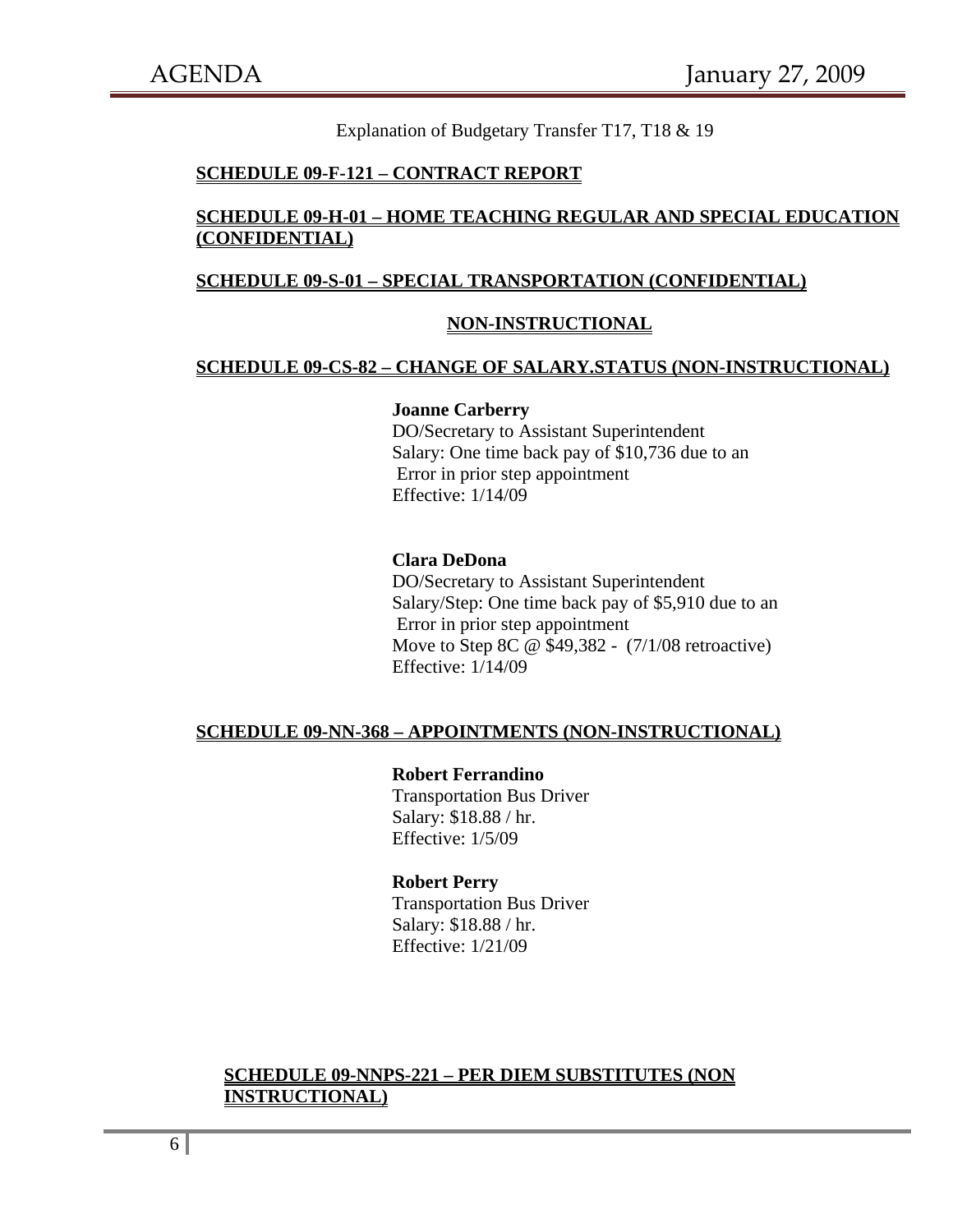Explanation of Budgetary Transfer T17, T18 & 19

**SCHEDULE 09-F-121 – CONTRACT REPORT**

**SCHEDULE 09-H-01 – HOME TEACHING REGULAR AND SPECIAL EDUCATION (CONFIDENTIAL)**

**SCHEDULE 09-S-01 – SPECIAL TRANSPORTATION (CONFIDENTIAL)**

## NON-INSTRUCTIONAL

**SCHEDULE 09-CS-82 – CHANGE OF SALARY.STATUS (NON-INSTRUCTIONAL)**

**Joanne Carberry**
DO/Secretary to Assistant Superintendent
Salary: One time back pay of $10,736 due to an Error in prior step appointment
Effective: 1/14/09

**Clara DeDona**
DO/Secretary to Assistant Superintendent
Salary/Step: One time back pay of $5,910 due to an Error in prior step appointment
Move to Step 8C @ $49,382 - (7/1/08 retroactive)
Effective: 1/14/09

**SCHEDULE 09-NN-368 – APPOINTMENTS (NON-INSTRUCTIONAL)**

**Robert Ferrandino**
Transportation Bus Driver
Salary: $18.88 / hr.
Effective: 1/5/09

**Robert Perry**
Transportation Bus Driver
Salary: $18.88 / hr.
Effective: 1/21/09

**SCHEDULE 09-NNPS-221 – PER DIEM SUBSTITUTES (NON INSTRUCTIONAL)**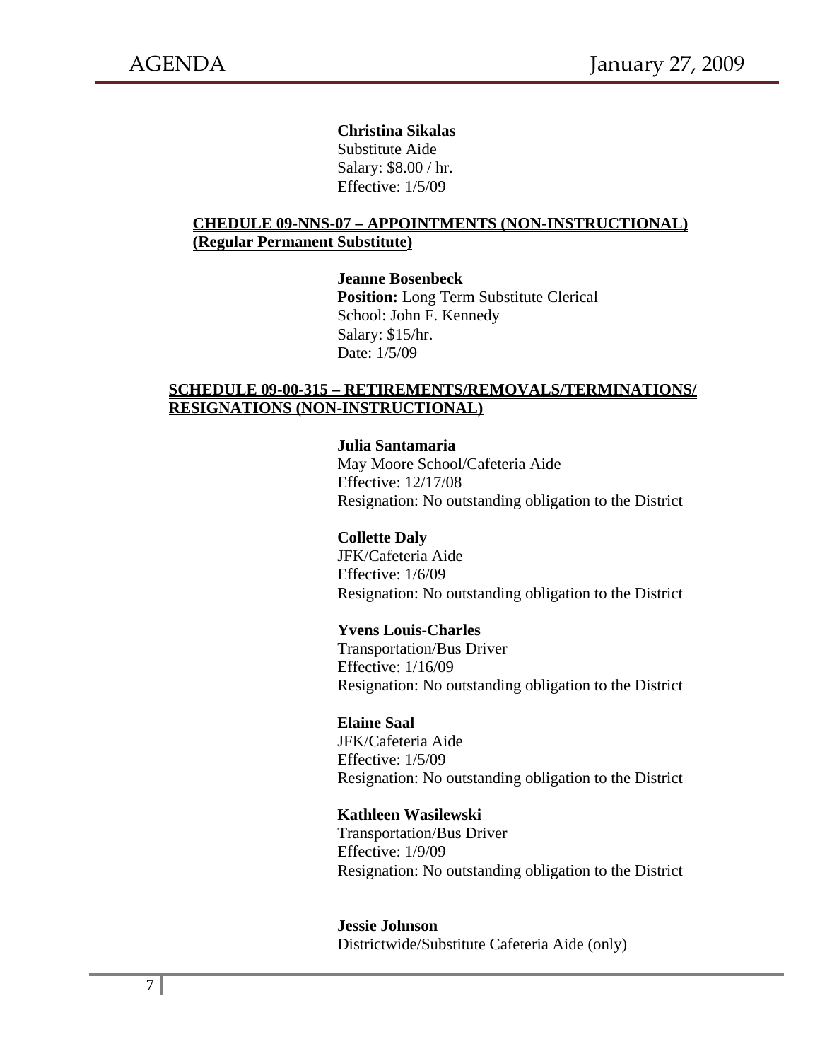**Christina Sikalas**
Substitute Aide
Salary: $8.00 / hr.
Effective: 1/5/09

**CHEDULE 09-NNS-07 – APPOINTMENTS (NON-INSTRUCTIONAL) (Regular Permanent Substitute)**

**Jeanne Bosenbeck**
**Position:** Long Term Substitute Clerical
School: John F. Kennedy
Salary: $15/hr.
Date: 1/5/09

**SCHEDULE 09-00-315 – RETIREMENTS/REMOVALS/TERMINATIONS/ RESIGNATIONS (NON-INSTRUCTIONAL)**

**Julia Santamaria**
May Moore School/Cafeteria Aide
Effective: 12/17/08
Resignation: No outstanding obligation to the District

**Collette Daly**
JFK/Cafeteria Aide
Effective: 1/6/09
Resignation: No outstanding obligation to the District

**Yvens Louis-Charles**
Transportation/Bus Driver
Effective: 1/16/09
Resignation: No outstanding obligation to the District

**Elaine Saal**
JFK/Cafeteria Aide
Effective: 1/5/09
Resignation: No outstanding obligation to the District

**Kathleen Wasilewski**
Transportation/Bus Driver
Effective: 1/9/09
Resignation: No outstanding obligation to the District

**Jessie Johnson**
Districtwide/Substitute Cafeteria Aide (only)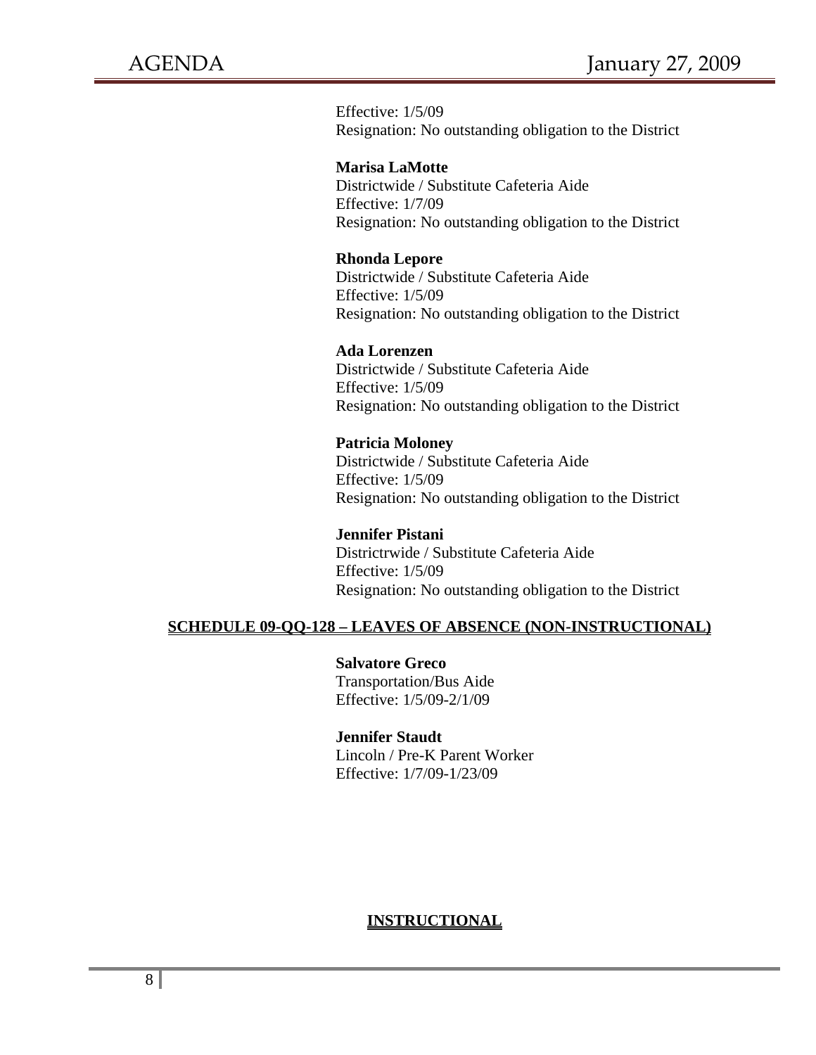Effective: 1/5/09
Resignation: No outstanding obligation to the District

**Marisa LaMotte**
Districtwide / Substitute Cafeteria Aide
Effective: 1/7/09
Resignation: No outstanding obligation to the District

**Rhonda Lepore**
Districtwide / Substitute Cafeteria Aide
Effective: 1/5/09
Resignation: No outstanding obligation to the District

**Ada Lorenzen**
Districtwide / Substitute Cafeteria Aide
Effective: 1/5/09
Resignation: No outstanding obligation to the District

**Patricia Moloney**
Districtwide / Substitute Cafeteria Aide
Effective: 1/5/09
Resignation: No outstanding obligation to the District

**Jennifer Pistani**
Districtrwide / Substitute Cafeteria Aide
Effective: 1/5/09
Resignation: No outstanding obligation to the District

**SCHEDULE 09-QQ-128 – LEAVES OF ABSENCE (NON-INSTRUCTIONAL)**

**Salvatore Greco**
Transportation/Bus Aide
Effective: 1/5/09-2/1/09

**Jennifer Staudt**
Lincoln / Pre-K Parent Worker
Effective: 1/7/09-1/23/09

**INSTRUCTIONAL**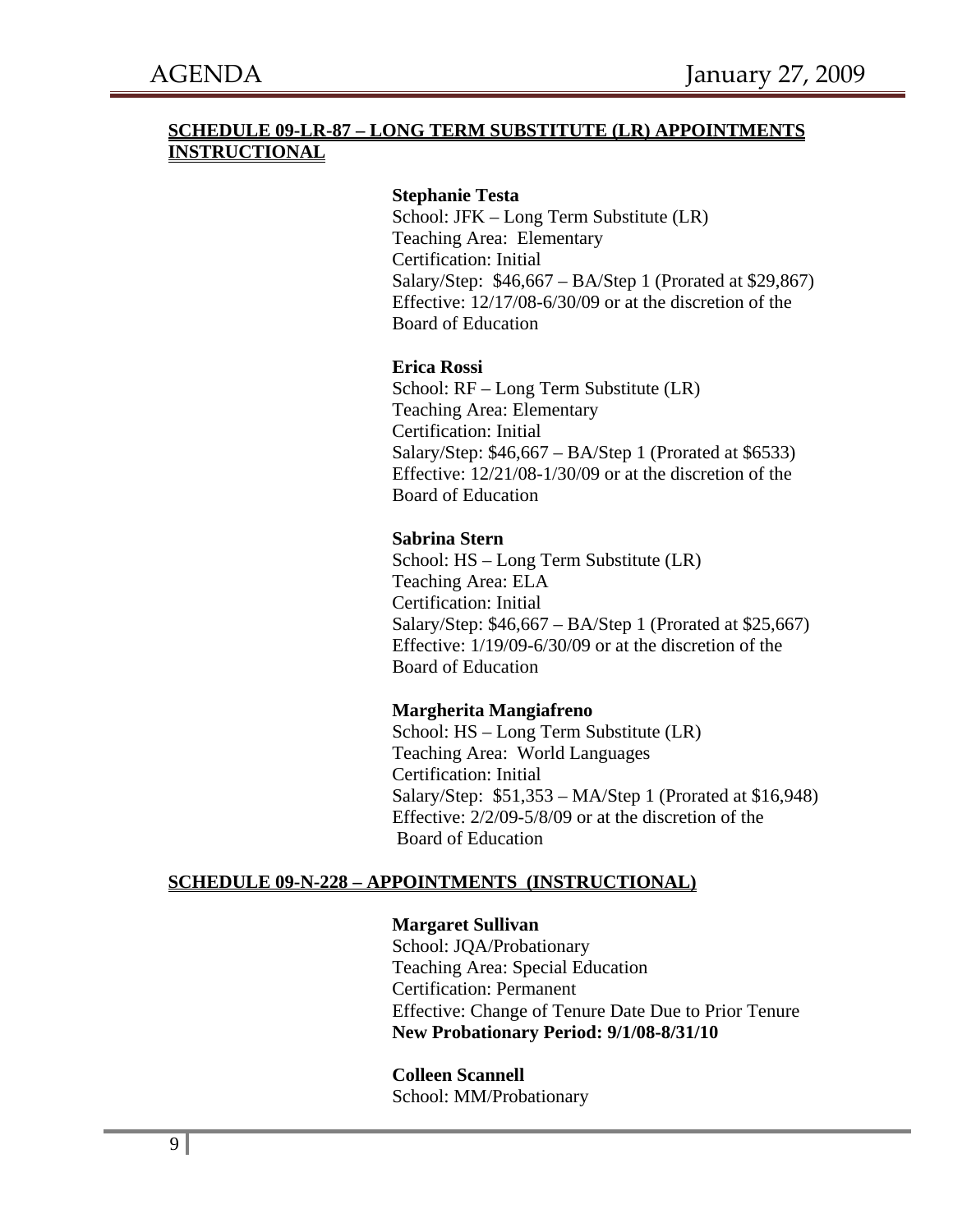**SCHEDULE 09-LR-87 – LONG TERM SUBSTITUTE (LR) APPOINTMENTS INSTRUCTIONAL**

**Stephanie Testa**
School: JFK – Long Term Substitute (LR)
Teaching Area: Elementary
Certification: Initial
Salary/Step: $46,667 – BA/Step 1 (Prorated at $29,867)
Effective: 12/17/08-6/30/09 or at the discretion of the Board of Education

**Erica Rossi**
School: RF – Long Term Substitute (LR)
Teaching Area: Elementary
Certification: Initial
Salary/Step: $46,667 – BA/Step 1 (Prorated at $6533)
Effective: 12/21/08-1/30/09 or at the discretion of the Board of Education

**Sabrina Stern**
School: HS – Long Term Substitute (LR)
Teaching Area: ELA
Certification: Initial
Salary/Step: $46,667 – BA/Step 1 (Prorated at $25,667)
Effective: 1/19/09-6/30/09 or at the discretion of the Board of Education

**Margherita Mangiafreno**
School: HS – Long Term Substitute (LR)
Teaching Area: World Languages
Certification: Initial
Salary/Step: $51,353 – MA/Step 1 (Prorated at $16,948)
Effective: 2/2/09-5/8/09 or at the discretion of the Board of Education

**SCHEDULE 09-N-228 – APPOINTMENTS (INSTRUCTIONAL)**

**Margaret Sullivan**
School: JQA/Probationary
Teaching Area: Special Education
Certification: Permanent
Effective: Change of Tenure Date Due to Prior Tenure
**New Probationary Period: 9/1/08-8/31/10**

**Colleen Scannell**
School: MM/Probationary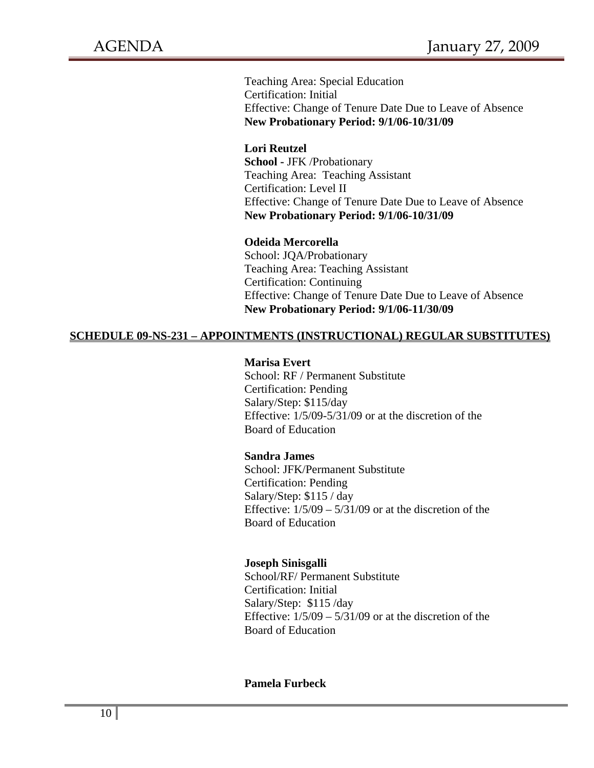Teaching Area: Special Education
Certification: Initial
Effective: Change of Tenure Date Due to Leave of Absence
**New Probationary Period: 9/1/06-10/31/09**

**Lori Reutzel**
**School -** JFK /Probationary
Teaching Area: Teaching Assistant
Certification: Level II
Effective: Change of Tenure Date Due to Leave of Absence
**New Probationary Period: 9/1/06-10/31/09**

**Odeida Mercorella**
School: JQA/Probationary
Teaching Area: Teaching Assistant
Certification: Continuing
Effective: Change of Tenure Date Due to Leave of Absence
**New Probationary Period: 9/1/06-11/30/09**

**SCHEDULE 09-NS-231 – APPOINTMENTS (INSTRUCTIONAL) REGULAR SUBSTITUTES)**

**Marisa Evert**
School: RF / Permanent Substitute
Certification: Pending
Salary/Step: $115/day
Effective: 1/5/09-5/31/09 or at the discretion of the Board of Education

**Sandra James**
School: JFK/Permanent Substitute
Certification: Pending
Salary/Step: $115 / day
Effective: 1/5/09 – 5/31/09 or at the discretion of the Board of Education

**Joseph Sinisgalli**
School/RF/ Permanent Substitute
Certification: Initial
Salary/Step: $115 /day
Effective: 1/5/09 – 5/31/09 or at the discretion of the Board of Education

**Pamela Furbeck**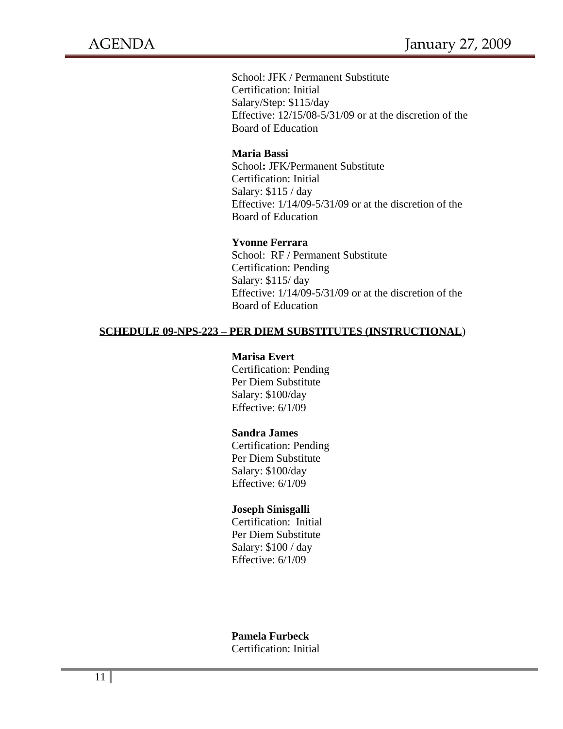School: JFK / Permanent Substitute
Certification: Initial
Salary/Step: $115/day
Effective: 12/15/08-5/31/09 or at the discretion of the Board of Education

**Maria Bassi**
School**:** JFK/Permanent Substitute
Certification: Initial
Salary: $115 / day
Effective: 1/14/09-5/31/09 or at the discretion of the Board of Education

**Yvonne Ferrara**
School: RF / Permanent Substitute
Certification: Pending
Salary: $115/ day
Effective: 1/14/09-5/31/09 or at the discretion of the Board of Education

**SCHEDULE 09-NPS-223 – PER DIEM SUBSTITUTES (INSTRUCTIONAL)**

**Marisa Evert**
Certification: Pending
Per Diem Substitute
Salary: $100/day
Effective: 6/1/09

**Sandra James**
Certification: Pending
Per Diem Substitute
Salary: $100/day
Effective: 6/1/09

**Joseph Sinisgalli**
Certification: Initial
Per Diem Substitute
Salary: $100 / day
Effective: 6/1/09

**Pamela Furbeck**
Certification: Initial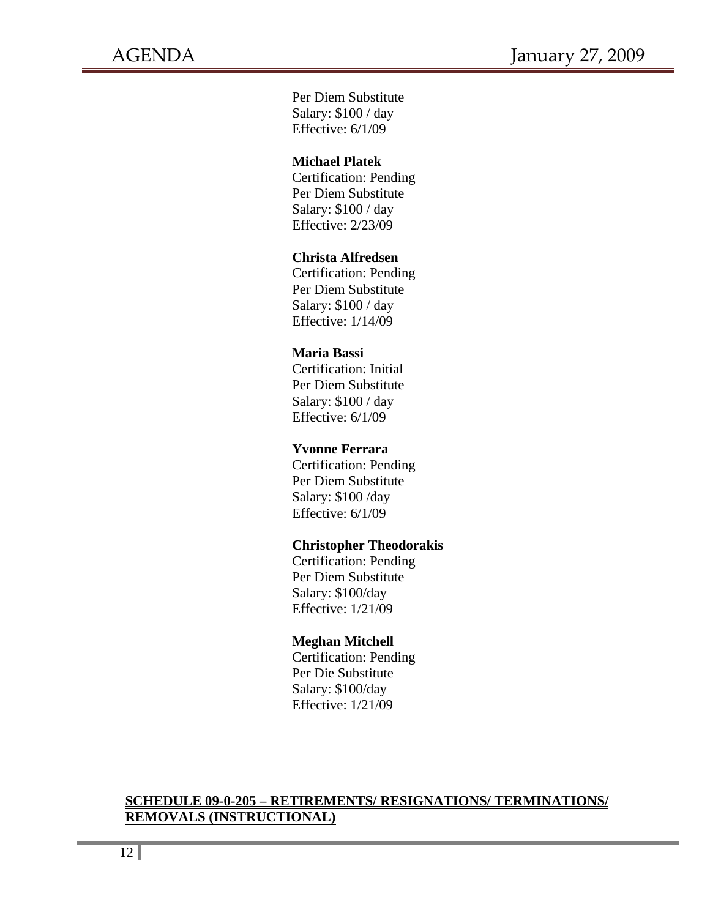Per Diem Substitute
Salary: $100 / day
Effective: 6/1/09

**Michael Platek**
Certification: Pending
Per Diem Substitute
Salary: $100 / day
Effective: 2/23/09

**Christa Alfredsen**
Certification: Pending
Per Diem Substitute
Salary: $100 / day
Effective: 1/14/09

**Maria Bassi**
Certification: Initial
Per Diem Substitute
Salary: $100 / day
Effective: 6/1/09

**Yvonne Ferrara**
Certification: Pending
Per Diem Substitute
Salary: $100 /day
Effective: 6/1/09

**Christopher Theodorakis**
Certification: Pending
Per Diem Substitute
Salary: $100/day
Effective: 1/21/09

**Meghan Mitchell**
Certification: Pending
Per Die Substitute
Salary: $100/day
Effective: 1/21/09

**SCHEDULE 09-0-205 – RETIREMENTS/ RESIGNATIONS/ TERMINATIONS/ REMOVALS (INSTRUCTIONAL)**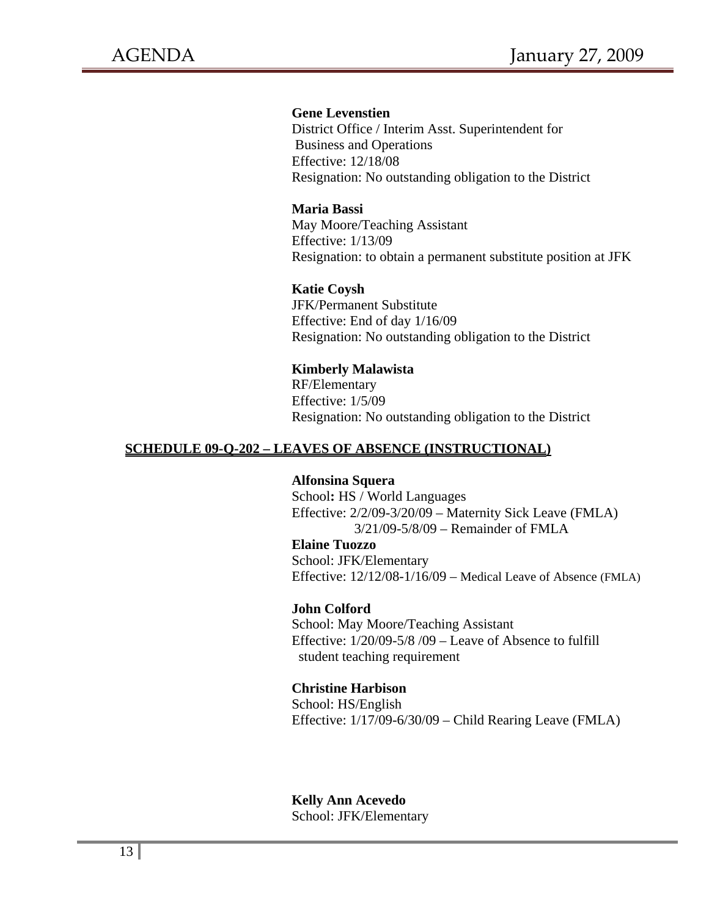**Gene Levenstien**
District Office / Interim Asst. Superintendent for
Business and Operations
Effective: 12/18/08
Resignation: No outstanding obligation to the District

**Maria Bassi**
May Moore/Teaching Assistant
Effective: 1/13/09
Resignation: to obtain a permanent substitute position at JFK

**Katie Coysh**
JFK/Permanent Substitute
Effective: End of day 1/16/09
Resignation: No outstanding obligation to the District

**Kimberly Malawista**
RF/Elementary
Effective: 1/5/09
Resignation: No outstanding obligation to the District

## SCHEDULE 09-Q-202 – LEAVES OF ABSENCE (INSTRUCTIONAL)

**Alfonsina Squera**
School**:** HS / World Languages
Effective: 2/2/09-3/20/09 – Maternity Sick Leave (FMLA)
3/21/09-5/8/09 – Remainder of FMLA

**Elaine Tuozzo**
School: JFK/Elementary
Effective: 12/12/08-1/16/09 – Medical Leave of Absence (FMLA)

**John Colford**
School: May Moore/Teaching Assistant
Effective: 1/20/09-5/8 /09 – Leave of Absence to fulfill student teaching requirement

**Christine Harbison**
School: HS/English
Effective: 1/17/09-6/30/09 – Child Rearing Leave (FMLA)

**Kelly Ann Acevedo**
School: JFK/Elementary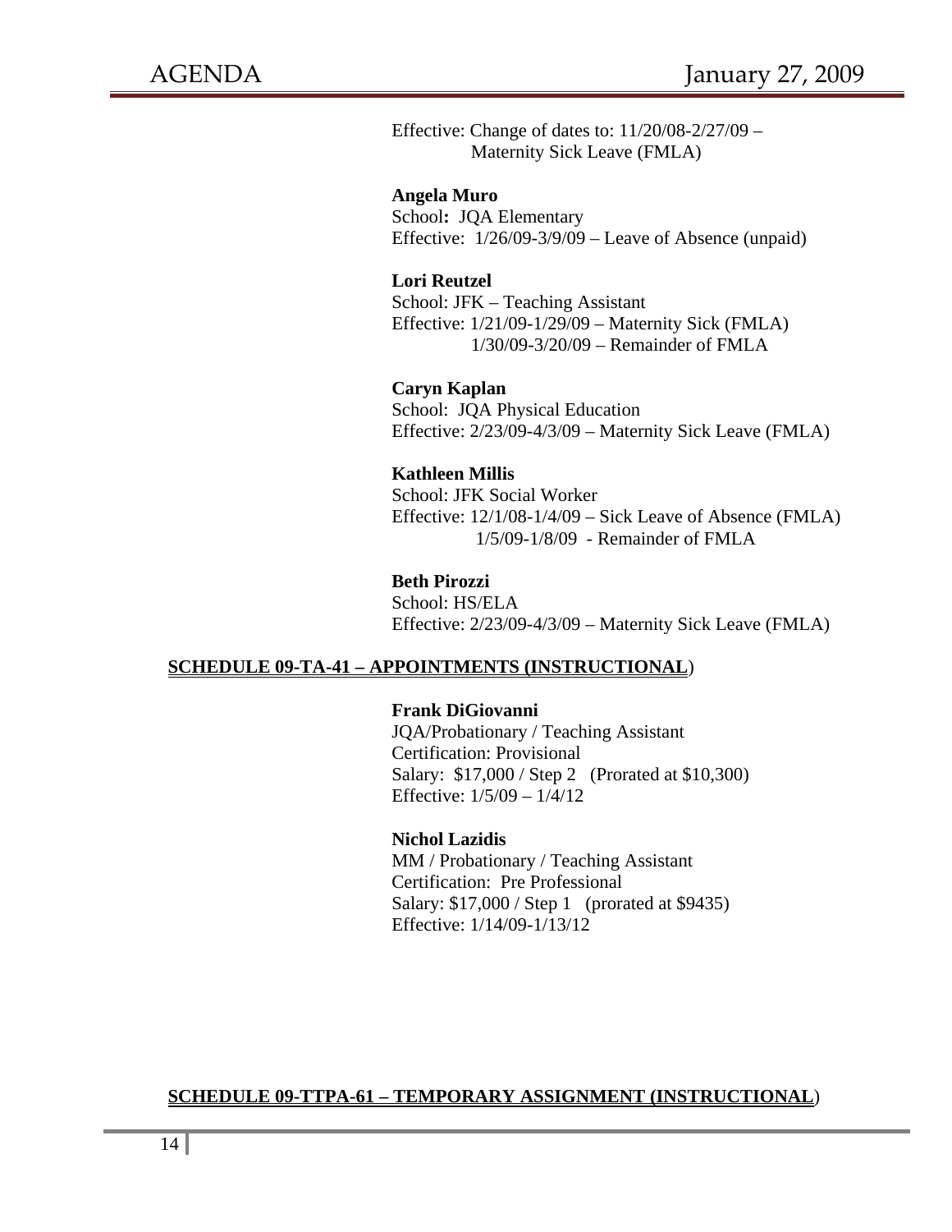Effective: Change of dates to: 11/20/08-2/27/09 –
Maternity Sick Leave (FMLA)

**Angela Muro**
School**:** JQA Elementary
Effective: 1/26/09-3/9/09 – Leave of Absence (unpaid)

**Lori Reutzel**
School: JFK – Teaching Assistant
Effective: 1/21/09-1/29/09 – Maternity Sick (FMLA)
1/30/09-3/20/09 – Remainder of FMLA

**Caryn Kaplan**
School: JQA Physical Education
Effective: 2/23/09-4/3/09 – Maternity Sick Leave (FMLA)

**Kathleen Millis**
School: JFK Social Worker
Effective: 12/1/08-1/4/09 – Sick Leave of Absence (FMLA)
1/5/09-1/8/09 - Remainder of FMLA

**Beth Pirozzi**
School: HS/ELA
Effective: 2/23/09-4/3/09 – Maternity Sick Leave (FMLA)

**SCHEDULE 09-TA-41 – APPOINTMENTS (INSTRUCTIONAL)**

**Frank DiGiovanni**
JQA/Probationary / Teaching Assistant
Certification: Provisional
Salary: $17,000 / Step 2 (Prorated at $10,300)
Effective: 1/5/09 – 1/4/12

**Nichol Lazidis**
MM / Probationary / Teaching Assistant
Certification: Pre Professional
Salary: $17,000 / Step 1 (prorated at $9435)
Effective: 1/14/09-1/13/12

**SCHEDULE 09-TTPA-61 – TEMPORARY ASSIGNMENT (INSTRUCTIONAL)**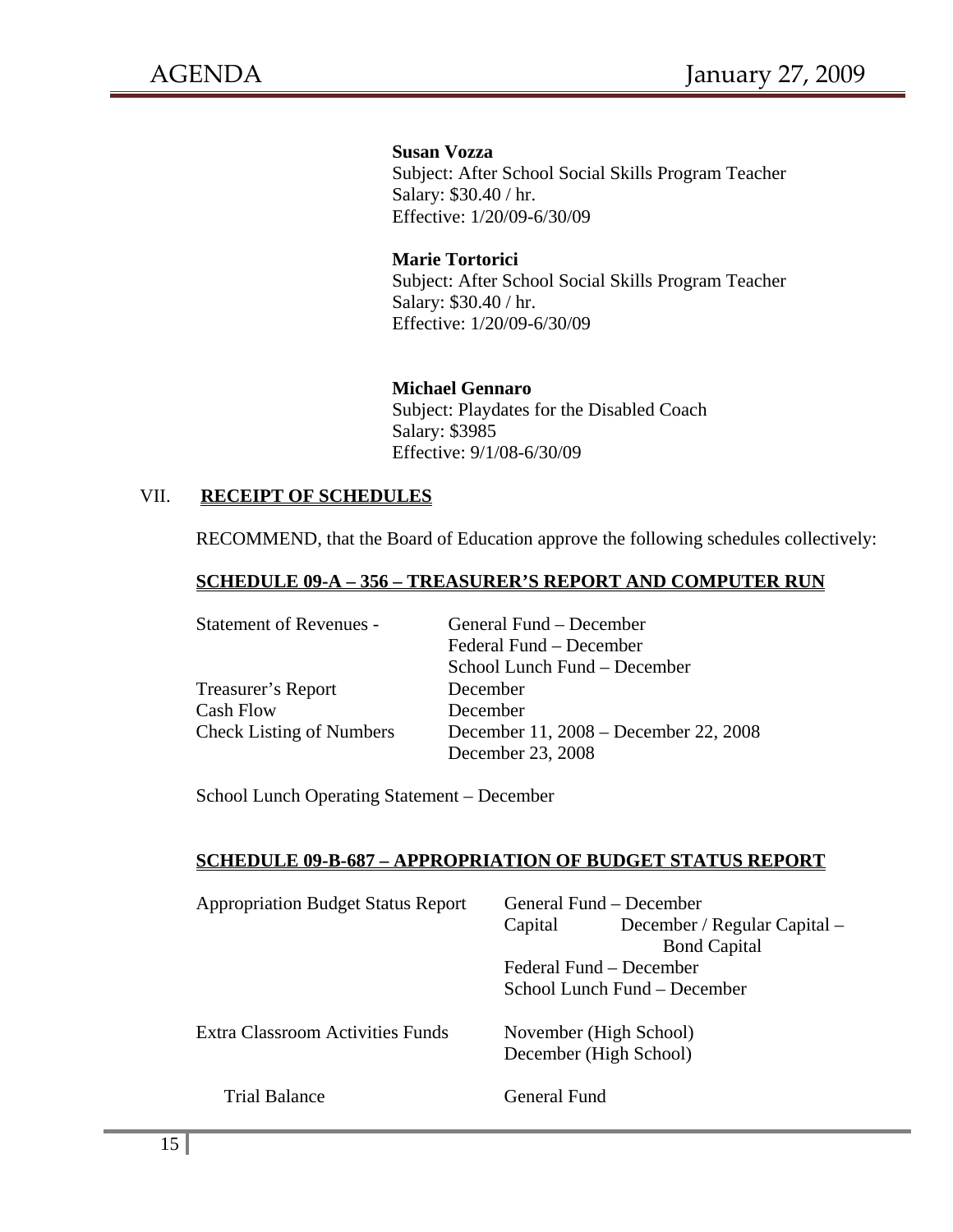**Susan Vozza**
Subject: After School Social Skills Program Teacher
Salary: $30.40 / hr.
Effective: 1/20/09-6/30/09

**Marie Tortorici**
Subject: After School Social Skills Program Teacher
Salary: $30.40 / hr.
Effective: 1/20/09-6/30/09

**Michael Gennaro**
Subject: Playdates for the Disabled Coach
Salary: $3985
Effective: 9/1/08-6/30/09

## VII. RECEIPT OF SCHEDULES

RECOMMEND, that the Board of Education approve the following schedules collectively:

### SCHEDULE 09-A – 356 – TREASURER'S REPORT AND COMPUTER RUN

| | |
|---|---|
| Statement of Revenues - | General Fund – December |
| | Federal Fund – December |
| | School Lunch Fund – December |
| Treasurer's Report | December |
| Cash Flow | December |
| Check Listing of Numbers | December 11, 2008 – December 22, 2008 |
| | December 23, 2008 |

School Lunch Operating Statement – December

### SCHEDULE 09-B-687 – APPROPRIATION OF BUDGET STATUS REPORT

| | |
|---|---|
| Appropriation Budget Status Report | General Fund – December |
| | Capital December / Regular Capital – Bond Capital |
| | Federal Fund – December |
| | School Lunch Fund – December |
| Extra Classroom Activities Funds | November (High School) |
| | December (High School) |
| Trial Balance | General Fund |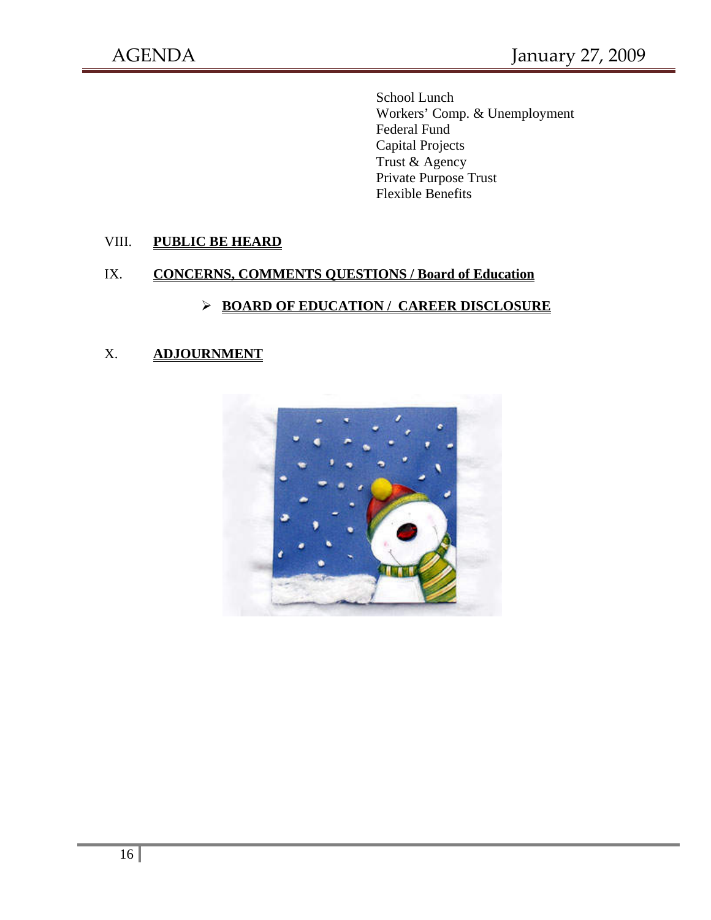School Lunch
Workers' Comp. & Unemployment
Federal Fund
Capital Projects
Trust & Agency
Private Purpose Trust
Flexible Benefits

VIII. **PUBLIC BE HEARD**

IX. **CONCERNS, COMMENTS QUESTIONS / Board of Education**

- **BOARD OF EDUCATION / CAREER DISCLOSURE**

X. **ADJOURNMENT**